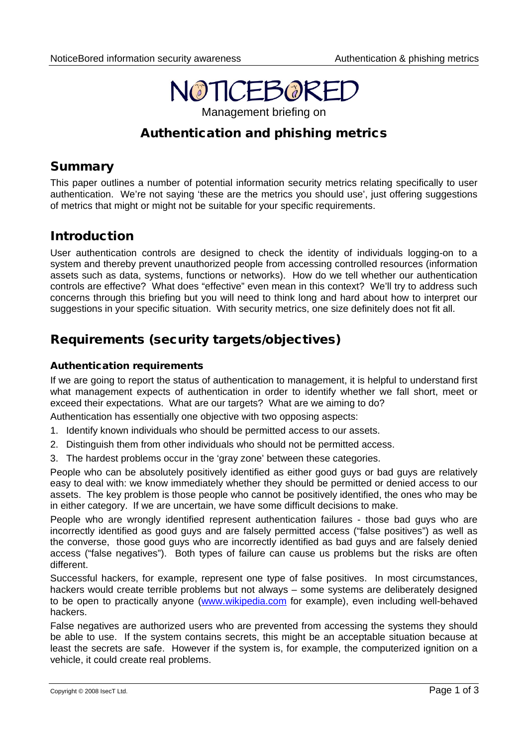# NOTICEBORED

Management briefing on

## Authentication and phishing metrics

## Summary

This paper outlines a number of potential information security metrics relating specifically to user authentication. We're not saying 'these are the metrics you should use', just offering suggestions of metrics that might or might not be suitable for your specific requirements.

## Introduction

User authentication controls are designed to check the identity of individuals logging-on to a system and thereby prevent unauthorized people from accessing controlled resources (information assets such as data, systems, functions or networks). How do we tell whether our authentication controls are effective? What does "effective" even mean in this context? We'll try to address such concerns through this briefing but you will need to think long and hard about how to interpret our suggestions in your specific situation. With security metrics, one size definitely does not fit all.

## Requirements (security targets/objectives)

### Authentication requirements

If we are going to report the status of authentication to management, it is helpful to understand first what management expects of authentication in order to identify whether we fall short, meet or exceed their expectations. What are our targets? What are we aiming to do?

Authentication has essentially one objective with two opposing aspects:

1. Identify known individuals who should be permitted access to our assets.
2. Distinguish them from other individuals who should not be permitted access.
3. The hardest problems occur in the 'gray zone' between these categories.

People who can be absolutely positively identified as either good guys or bad guys are relatively easy to deal with: we know immediately whether they should be permitted or denied access to our assets. The key problem is those people who cannot be positively identified, the ones who may be in either category. If we are uncertain, we have some difficult decisions to make.

People who are wrongly identified represent authentication failures - those bad guys who are incorrectly identified as good guys and are falsely permitted access ("false positives") as well as the converse, those good guys who are incorrectly identified as bad guys and are falsely denied access ("false negatives"). Both types of failure can cause us problems but the risks are often different.

Successful hackers, for example, represent one type of false positives. In most circumstances, hackers would create terrible problems but not always – some systems are deliberately designed to be open to practically anyone (www.wikipedia.com for example), even including well-behaved hackers.

False negatives are authorized users who are prevented from accessing the systems they should be able to use. If the system contains secrets, this might be an acceptable situation because at least the secrets are safe. However if the system is, for example, the computerized ignition on a vehicle, it could create real problems.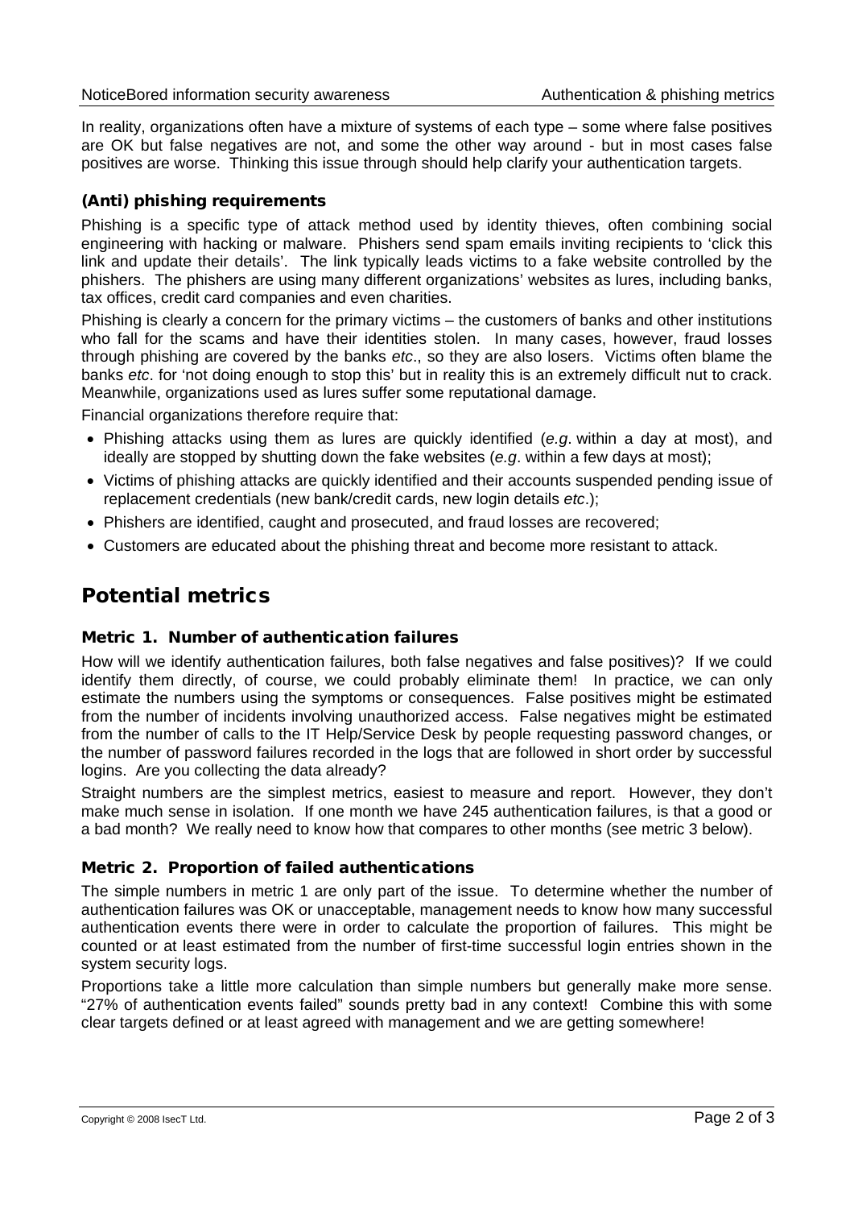In reality, organizations often have a mixture of systems of each type – some where false positives are OK but false negatives are not, and some the other way around - but in most cases false positives are worse. Thinking this issue through should help clarify your authentication targets.

### (Anti) phishing requirements

Phishing is a specific type of attack method used by identity thieves, often combining social engineering with hacking or malware. Phishers send spam emails inviting recipients to 'click this link and update their details'. The link typically leads victims to a fake website controlled by the phishers. The phishers are using many different organizations' websites as lures, including banks, tax offices, credit card companies and even charities.

Phishing is clearly a concern for the primary victims – the customers of banks and other institutions who fall for the scams and have their identities stolen. In many cases, however, fraud losses through phishing are covered by the banks *etc*., so they are also losers. Victims often blame the banks *etc*. for 'not doing enough to stop this' but in reality this is an extremely difficult nut to crack. Meanwhile, organizations used as lures suffer some reputational damage.

Financial organizations therefore require that:

- Phishing attacks using them as lures are quickly identified (*e.g*. within a day at most), and ideally are stopped by shutting down the fake websites (*e.g*. within a few days at most);
- Victims of phishing attacks are quickly identified and their accounts suspended pending issue of replacement credentials (new bank/credit cards, new login details *etc*.);
- Phishers are identified, caught and prosecuted, and fraud losses are recovered;
- Customers are educated about the phishing threat and become more resistant to attack.

## Potential metrics

### Metric 1. Number of authentication failures

How will we identify authentication failures, both false negatives and false positives)? If we could identify them directly, of course, we could probably eliminate them! In practice, we can only estimate the numbers using the symptoms or consequences. False positives might be estimated from the number of incidents involving unauthorized access. False negatives might be estimated from the number of calls to the IT Help/Service Desk by people requesting password changes, or the number of password failures recorded in the logs that are followed in short order by successful logins. Are you collecting the data already?

Straight numbers are the simplest metrics, easiest to measure and report. However, they don't make much sense in isolation. If one month we have 245 authentication failures, is that a good or a bad month? We really need to know how that compares to other months (see metric 3 below).

### Metric 2. Proportion of failed authentications

The simple numbers in metric 1 are only part of the issue. To determine whether the number of authentication failures was OK or unacceptable, management needs to know how many successful authentication events there were in order to calculate the proportion of failures. This might be counted or at least estimated from the number of first-time successful login entries shown in the system security logs.

Proportions take a little more calculation than simple numbers but generally make more sense. "27% of authentication events failed" sounds pretty bad in any context! Combine this with some clear targets defined or at least agreed with management and we are getting somewhere!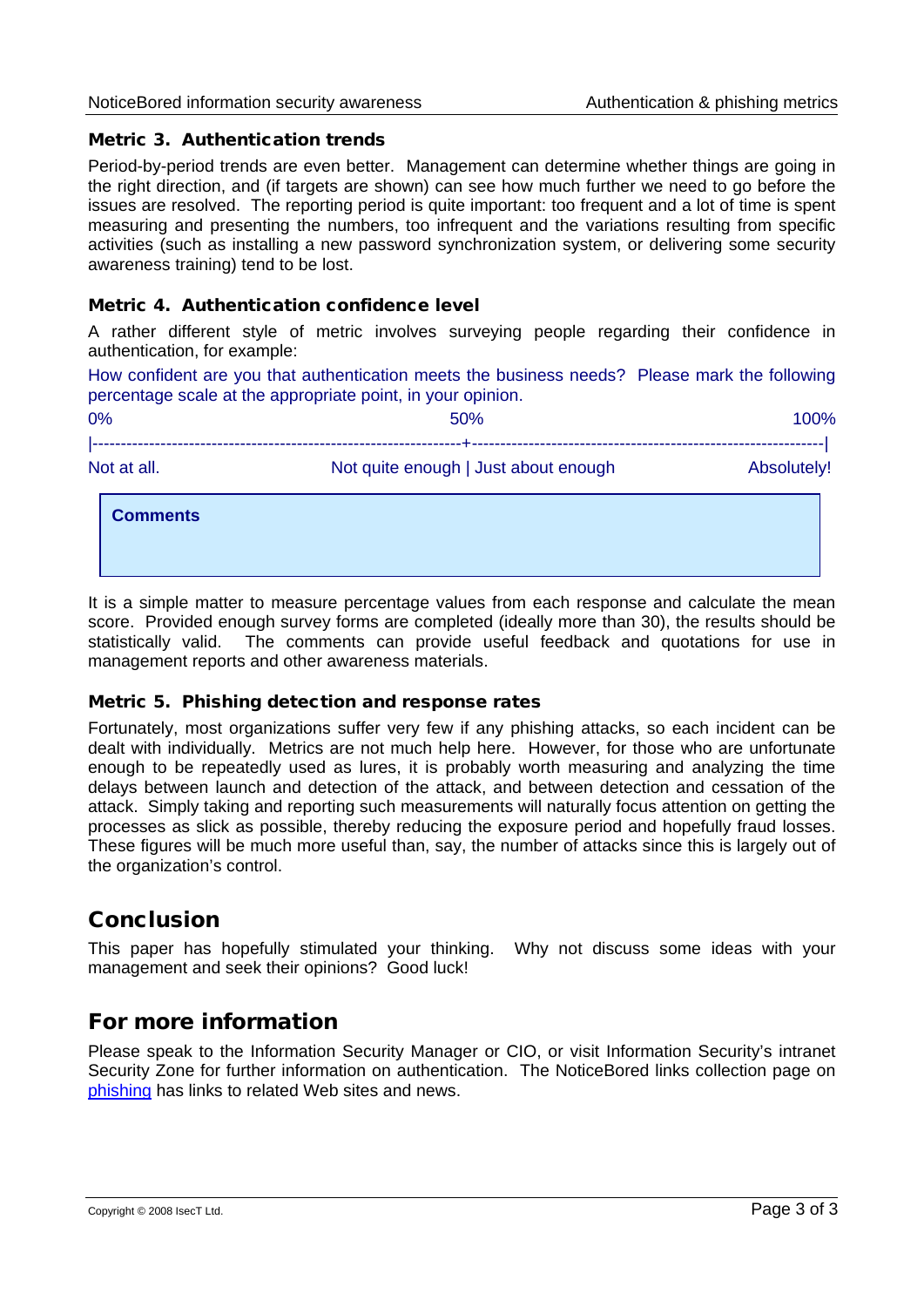### Metric 3. Authentication trends

Period-by-period trends are even better. Management can determine whether things are going in the right direction, and (if targets are shown) can see how much further we need to go before the issues are resolved. The reporting period is quite important: too frequent and a lot of time is spent measuring and presenting the numbers, too infrequent and the variations resulting from specific activities (such as installing a new password synchronization system, or delivering some security awareness training) tend to be lost.

### Metric 4. Authentication confidence level

A rather different style of metric involves surveying people regarding their confidence in authentication, for example:

How confident are you that authentication meets the business needs? Please mark the following percentage scale at the appropriate point, in your opinion.

0% 50% 100%

|-----------------------------------------------------------------+-------------------------------------------------------------|

Not at all. Not quite enough | Just about enough Absolutely!

**Comments**

It is a simple matter to measure percentage values from each response and calculate the mean score. Provided enough survey forms are completed (ideally more than 30), the results should be statistically valid. The comments can provide useful feedback and quotations for use in management reports and other awareness materials.

### Metric 5. Phishing detection and response rates

Fortunately, most organizations suffer very few if any phishing attacks, so each incident can be dealt with individually. Metrics are not much help here. However, for those who are unfortunate enough to be repeatedly used as lures, it is probably worth measuring and analyzing the time delays between launch and detection of the attack, and between detection and cessation of the attack. Simply taking and reporting such measurements will naturally focus attention on getting the processes as slick as possible, thereby reducing the exposure period and hopefully fraud losses. These figures will be much more useful than, say, the number of attacks since this is largely out of the organization's control.

## Conclusion

This paper has hopefully stimulated your thinking. Why not discuss some ideas with your management and seek their opinions? Good luck!

## For more information

Please speak to the Information Security Manager or CIO, or visit Information Security's intranet Security Zone for further information on authentication. The NoticeBored links collection page on phishing has links to related Web sites and news.

Copyright © 2008 IsecT Ltd.